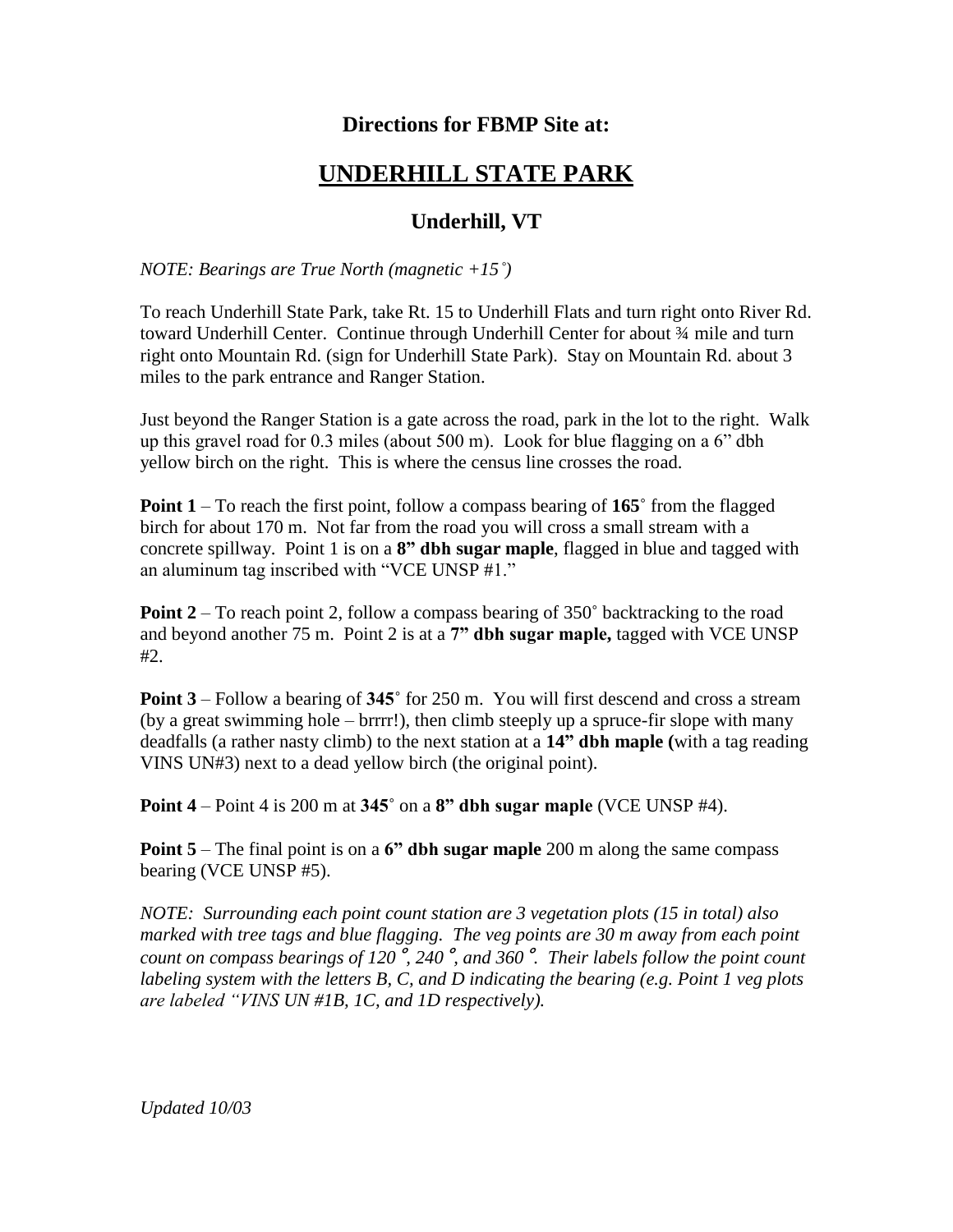**Directions for FBMP Site at:**

# UNDERHILL STATE PARK

## Underhill, VT

*NOTE: Bearings are True North (magnetic +15˚)*

To reach Underhill State Park, take Rt. 15 to Underhill Flats and turn right onto River Rd. toward Underhill Center. Continue through Underhill Center for about ¾ mile and turn right onto Mountain Rd. (sign for Underhill State Park). Stay on Mountain Rd. about 3 miles to the park entrance and Ranger Station.

Just beyond the Ranger Station is a gate across the road, park in the lot to the right. Walk up this gravel road for 0.3 miles (about 500 m). Look for blue flagging on a 6" dbh yellow birch on the right. This is where the census line crosses the road.

**Point 1** – To reach the first point, follow a compass bearing of **165˚** from the flagged birch for about 170 m. Not far from the road you will cross a small stream with a concrete spillway. Point 1 is on a **8" dbh sugar maple**, flagged in blue and tagged with an aluminum tag inscribed with "VCE UNSP #1."

**Point 2** – To reach point 2, follow a compass bearing of 350˚ backtracking to the road and beyond another 75 m. Point 2 is at a **7" dbh sugar maple,** tagged with VCE UNSP #2.

**Point 3** – Follow a bearing of **345˚** for 250 m. You will first descend and cross a stream (by a great swimming hole – brrrr!), then climb steeply up a spruce-fir slope with many deadfalls (a rather nasty climb) to the next station at a **14" dbh maple (**with a tag reading VINS UN#3) next to a dead yellow birch (the original point).

**Point 4** – Point 4 is 200 m at **345˚** on a **8" dbh sugar maple** (VCE UNSP #4).

**Point 5** – The final point is on a **6" dbh sugar maple** 200 m along the same compass bearing (VCE UNSP #5).

*NOTE: Surrounding each point count station are 3 vegetation plots (15 in total) also marked with tree tags and blue flagging. The veg points are 30 m away from each point count on compass bearings of 120˚, 240˚, and 360˚. Their labels follow the point count labeling system with the letters B, C, and D indicating the bearing (e.g. Point 1 veg plots are labeled "VINS UN #1B, 1C, and 1D respectively).*

*Updated 10/03*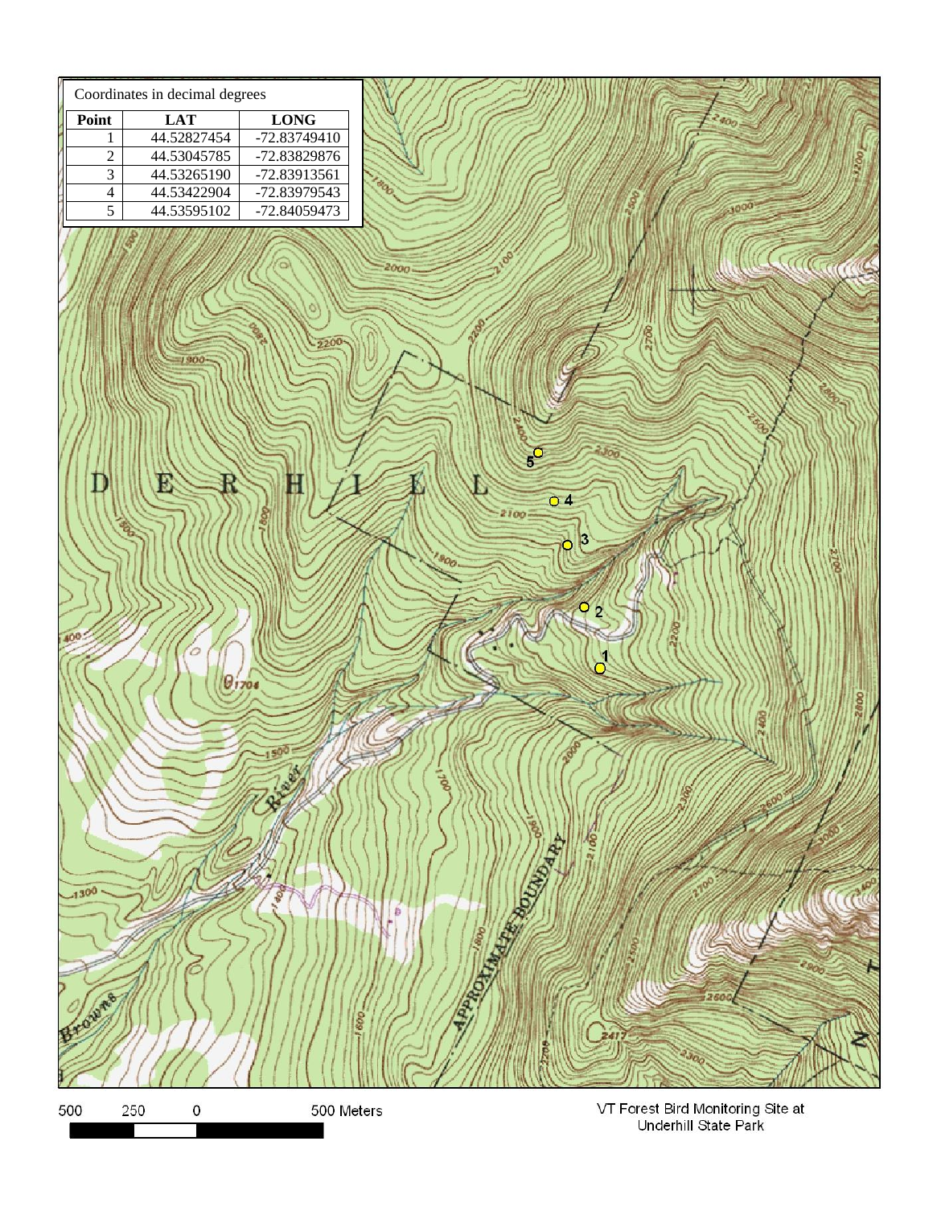Coordinates in decimal degrees

| Point | LAT | LONG |
|---|---|---|
| 1 | 44.52827454 | -72.83749410 |
| 2 | 44.53045785 | -72.83829876 |
| 3 | 44.53265190 | -72.83913561 |
| 4 | 44.53422904 | -72.83979543 |
| 5 | 44.53595102 | -72.84059473 |

500 250 0 500 Meters

VT Forest Bird Monitoring Site at
Underhill State Park